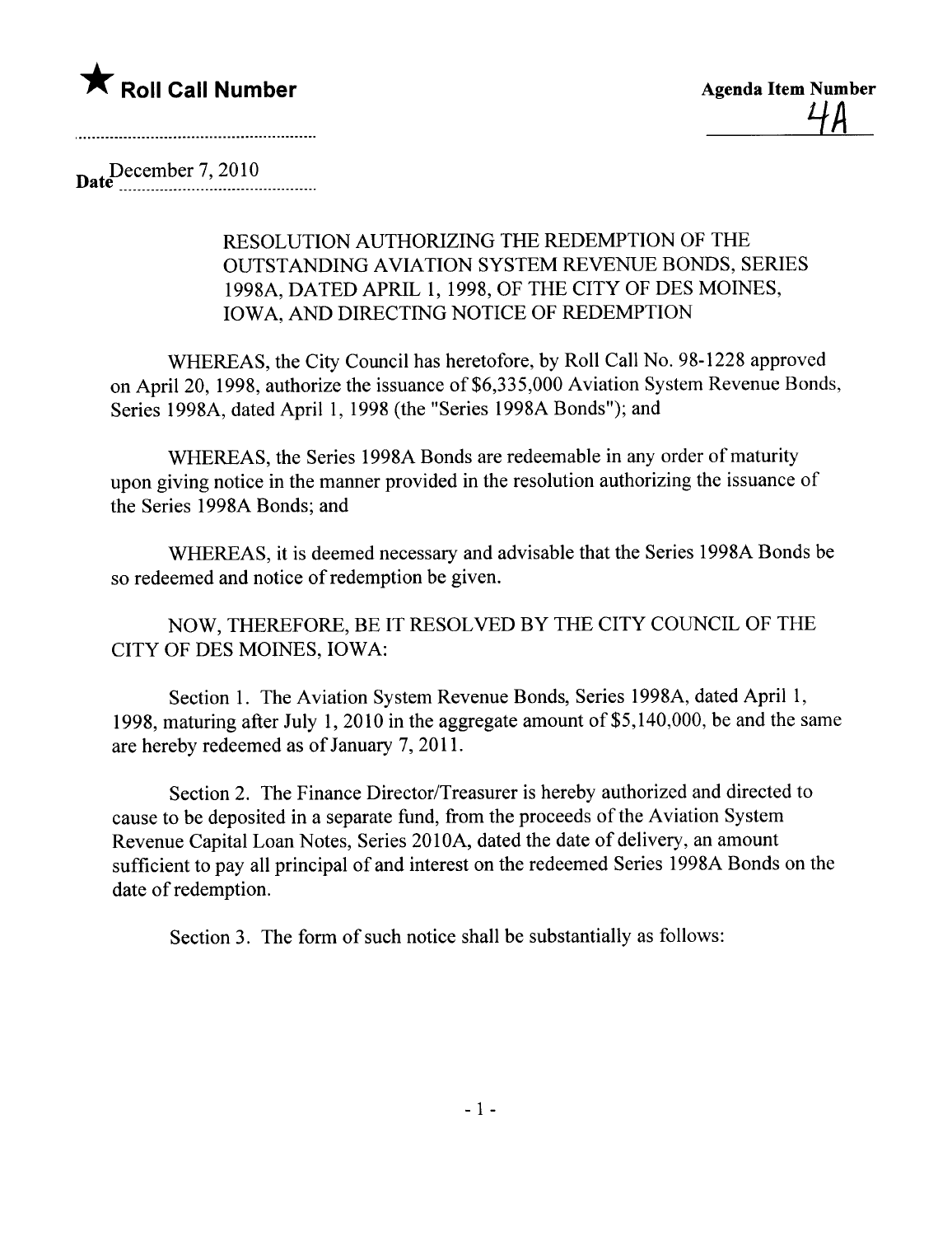★ **Roll Call Number**

**Agenda Item Number**

4A

Date December 7, 2010

RESOLUTION AUTHORIZING THE REDEMPTION OF THE OUTSTANDING AVIATION SYSTEM REVENUE BONDS, SERIES 1998A, DATED APRIL 1, 1998, OF THE CITY OF DES MOINES, IOWA, AND DIRECTING NOTICE OF REDEMPTION

WHEREAS, the City Council has heretofore, by Roll Call No. 98-1228 approved on April 20, 1998, authorize the issuance of $6,335,000 Aviation System Revenue Bonds, Series 1998A, dated April 1, 1998 (the "Series 1998A Bonds"); and

WHEREAS, the Series 1998A Bonds are redeemable in any order of maturity upon giving notice in the manner provided in the resolution authorizing the issuance of the Series 1998A Bonds; and

WHEREAS, it is deemed necessary and advisable that the Series 1998A Bonds be so redeemed and notice of redemption be given.

NOW, THEREFORE, BE IT RESOLVED BY THE CITY COUNCIL OF THE CITY OF DES MOINES, IOWA:

Section 1. The Aviation System Revenue Bonds, Series 1998A, dated April 1, 1998, maturing after July 1, 2010 in the aggregate amount of $5,140,000, be and the same are hereby redeemed as of January 7, 2011.

Section 2. The Finance Director/Treasurer is hereby authorized and directed to cause to be deposited in a separate fund, from the proceeds of the Aviation System Revenue Capital Loan Notes, Series 2010A, dated the date of delivery, an amount sufficient to pay all principal of and interest on the redeemed Series 1998A Bonds on the date of redemption.

Section 3. The form of such notice shall be substantially as follows: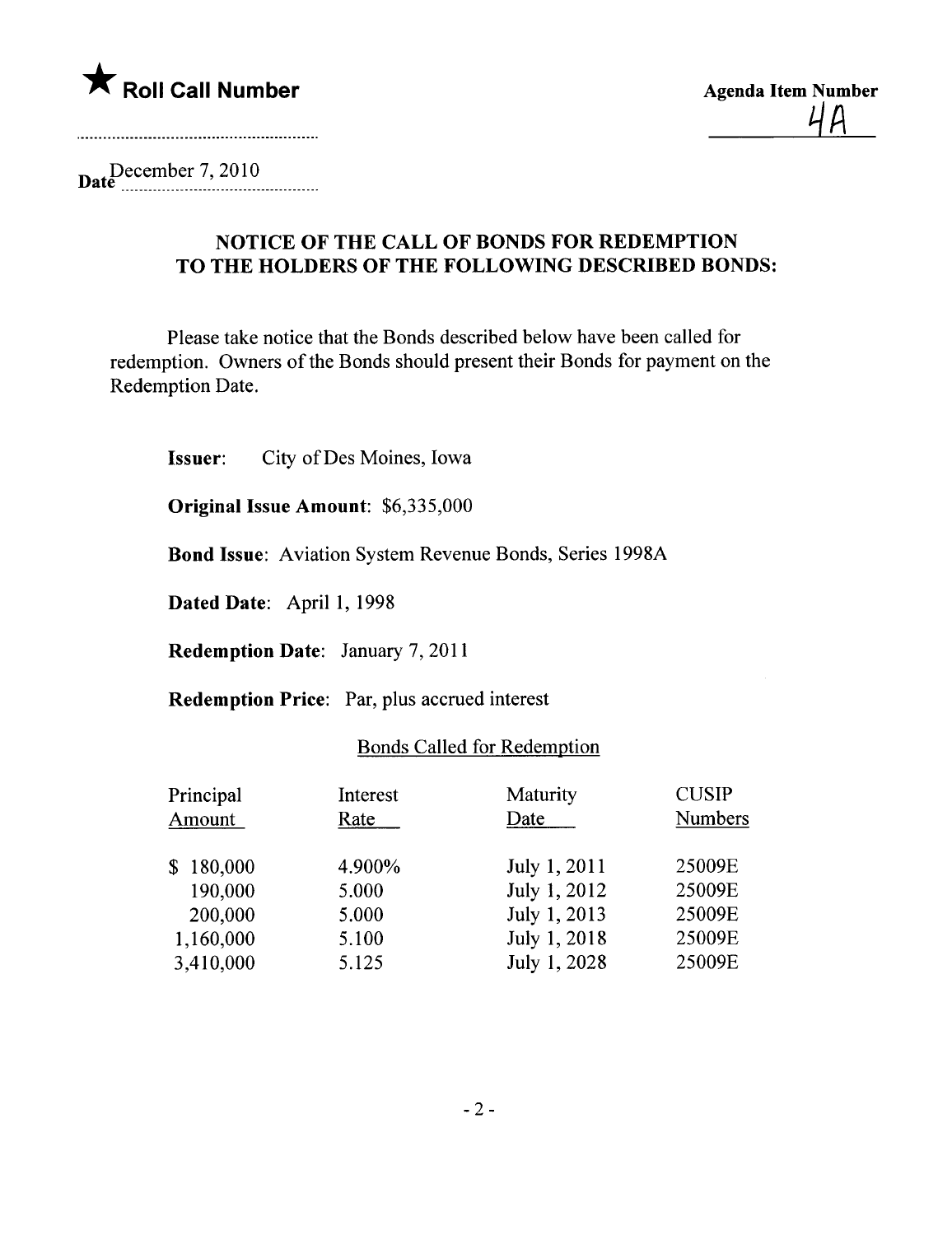★ **Roll Call Number**

**Agenda Item Number**

4A

Date December 7, 2010

## NOTICE OF THE CALL OF BONDS FOR REDEMPTION TO THE HOLDERS OF THE FOLLOWING DESCRIBED BONDS:

Please take notice that the Bonds described below have been called for redemption. Owners of the Bonds should present their Bonds for payment on the Redemption Date.

**Issuer**: City of Des Moines, Iowa

**Original Issue Amount**: $6,335,000

**Bond Issue**: Aviation System Revenue Bonds, Series 1998A

**Dated Date**: April 1, 1998

**Redemption Date**: January 7, 2011

**Redemption Price**: Par, plus accrued interest

Bonds Called for Redemption

| Principal Amount | Interest Rate | Maturity Date | CUSIP Numbers |
|---|---|---|---|
| $ 180,000 | 4.900% | July 1, 2011 | 25009E |
| 190,000 | 5.000 | July 1, 2012 | 25009E |
| 200,000 | 5.000 | July 1, 2013 | 25009E |
| 1,160,000 | 5.100 | July 1, 2018 | 25009E |
| 3,410,000 | 5.125 | July 1, 2028 | 25009E |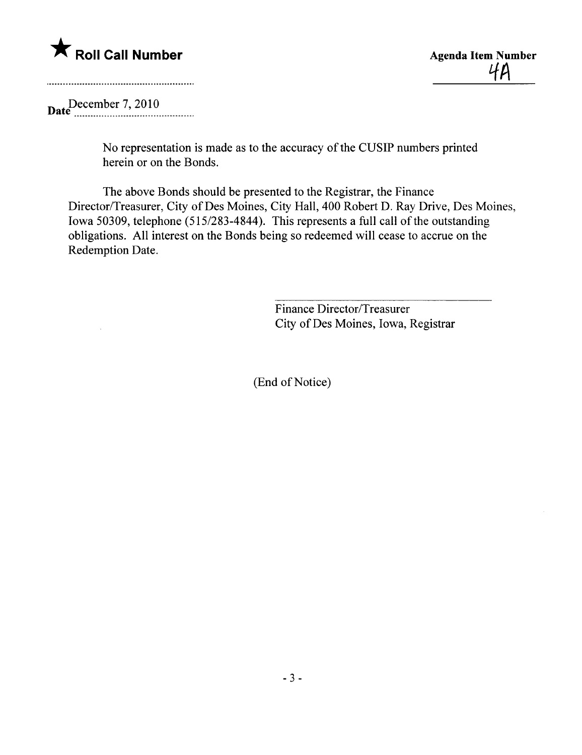★ **Roll Call Number**

**Agenda Item Number**
4A

Date December 7, 2010

No representation is made as to the accuracy of the CUSIP numbers printed herein or on the Bonds.

The above Bonds should be presented to the Registrar, the Finance Director/Treasurer, City of Des Moines, City Hall, 400 Robert D. Ray Drive, Des Moines, Iowa 50309, telephone (515/283-4844). This represents a full call of the outstanding obligations. All interest on the Bonds being so redeemed will cease to accrue on the Redemption Date.

Finance Director/Treasurer
City of Des Moines, Iowa, Registrar

(End of Notice)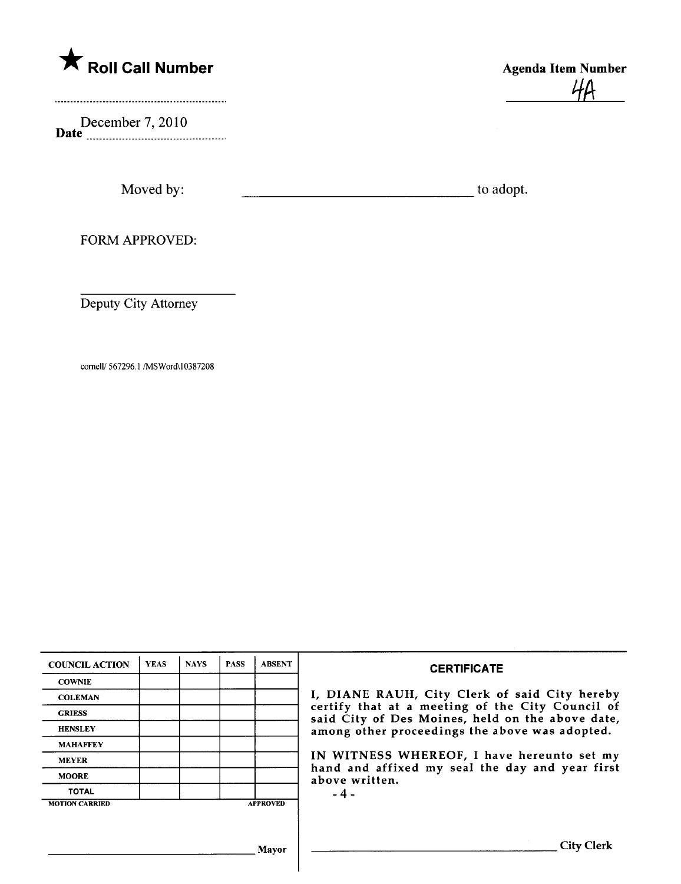★ **Roll Call Number**

**Agenda Item Number**

4A

Date December 7, 2010

Moved by: ________________________________ to adopt.

FORM APPROVED:

________________________

Deputy City Attorney

cornell/ 567296.1 /MSWord\10387208

| COUNCIL ACTION | YEAS | NAYS | PASS | ABSENT |
|---|---|---|---|---|
| COWNIE | | | | |
| COLEMAN | | | | |
| GRIESS | | | | |
| HENSLEY | | | | |
| MAHAFFEY | | | | |
| MEYER | | | | |
| MOORE | | | | |
| TOTAL | | | | |

MOTION CARRIED APPROVED

________________________________ Mayor

**CERTIFICATE**

I, DIANE RAUH, City Clerk of said City hereby certify that at a meeting of the City Council of said City of Des Moines, held on the above date, among other proceedings the above was adopted.

IN WITNESS WHEREOF, I have hereunto set my hand and affixed my seal the day and year first above written.

________________________________ City Clerk